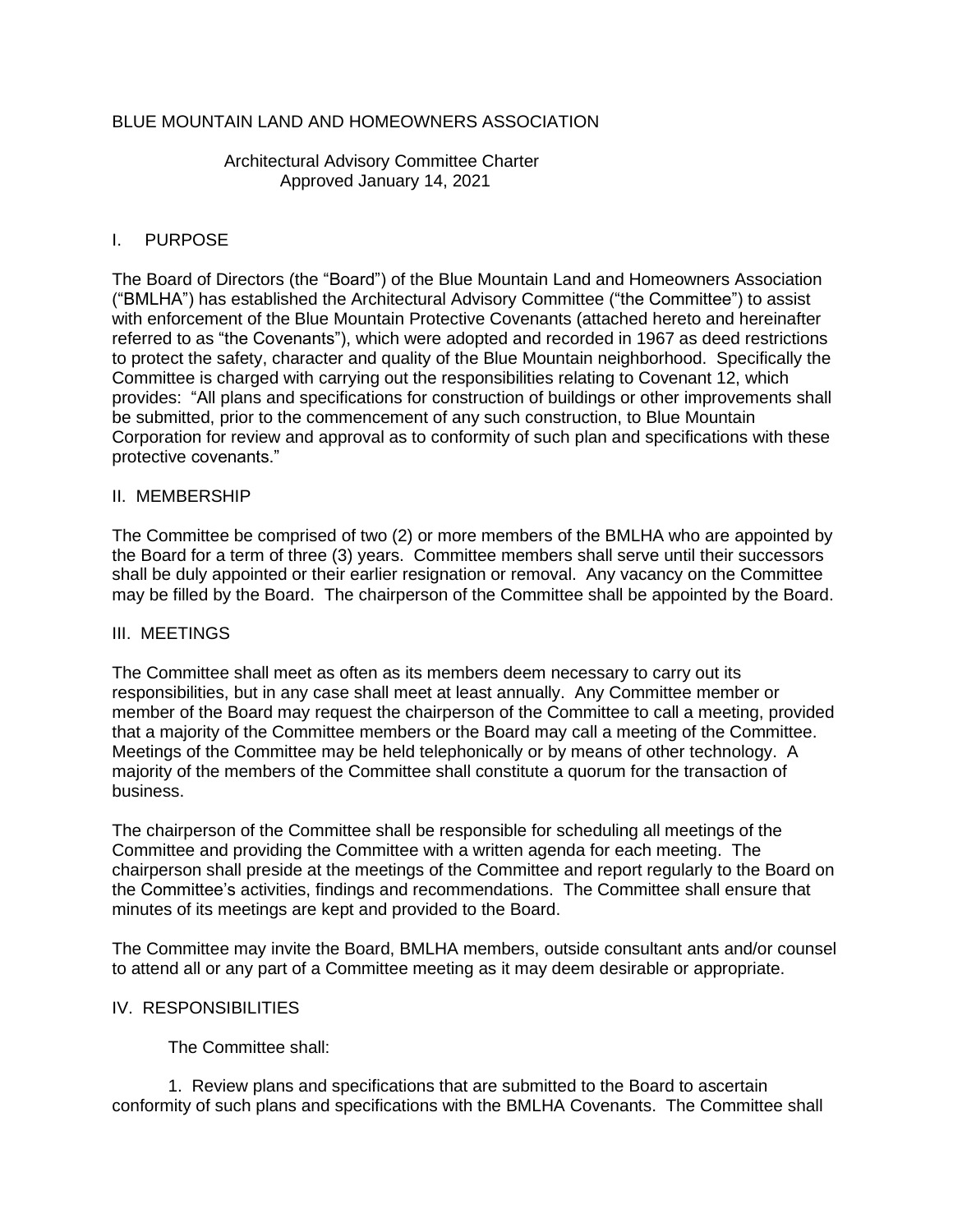BLUE MOUNTAIN LAND AND HOMEOWNERS ASSOCIATION

Architectural Advisory Committee Charter
Approved January 14, 2021

## I. PURPOSE

The Board of Directors (the "Board") of the Blue Mountain Land and Homeowners Association ("BMLHA") has established the Architectural Advisory Committee ("the Committee") to assist with enforcement of the Blue Mountain Protective Covenants (attached hereto and hereinafter referred to as "the Covenants"), which were adopted and recorded in 1967 as deed restrictions to protect the safety, character and quality of the Blue Mountain neighborhood. Specifically the Committee is charged with carrying out the responsibilities relating to Covenant 12, which provides: "All plans and specifications for construction of buildings or other improvements shall be submitted, prior to the commencement of any such construction, to Blue Mountain Corporation for review and approval as to conformity of such plan and specifications with these protective covenants."

## II. MEMBERSHIP

The Committee be comprised of two (2) or more members of the BMLHA who are appointed by the Board for a term of three (3) years. Committee members shall serve until their successors shall be duly appointed or their earlier resignation or removal. Any vacancy on the Committee may be filled by the Board. The chairperson of the Committee shall be appointed by the Board.

## III. MEETINGS

The Committee shall meet as often as its members deem necessary to carry out its responsibilities, but in any case shall meet at least annually. Any Committee member or member of the Board may request the chairperson of the Committee to call a meeting, provided that a majority of the Committee members or the Board may call a meeting of the Committee. Meetings of the Committee may be held telephonically or by means of other technology. A majority of the members of the Committee shall constitute a quorum for the transaction of business.

The chairperson of the Committee shall be responsible for scheduling all meetings of the Committee and providing the Committee with a written agenda for each meeting. The chairperson shall preside at the meetings of the Committee and report regularly to the Board on the Committee's activities, findings and recommendations. The Committee shall ensure that minutes of its meetings are kept and provided to the Board.

The Committee may invite the Board, BMLHA members, outside consultant ants and/or counsel to attend all or any part of a Committee meeting as it may deem desirable or appropriate.

## IV. RESPONSIBILITIES

The Committee shall:

1. Review plans and specifications that are submitted to the Board to ascertain conformity of such plans and specifications with the BMLHA Covenants. The Committee shall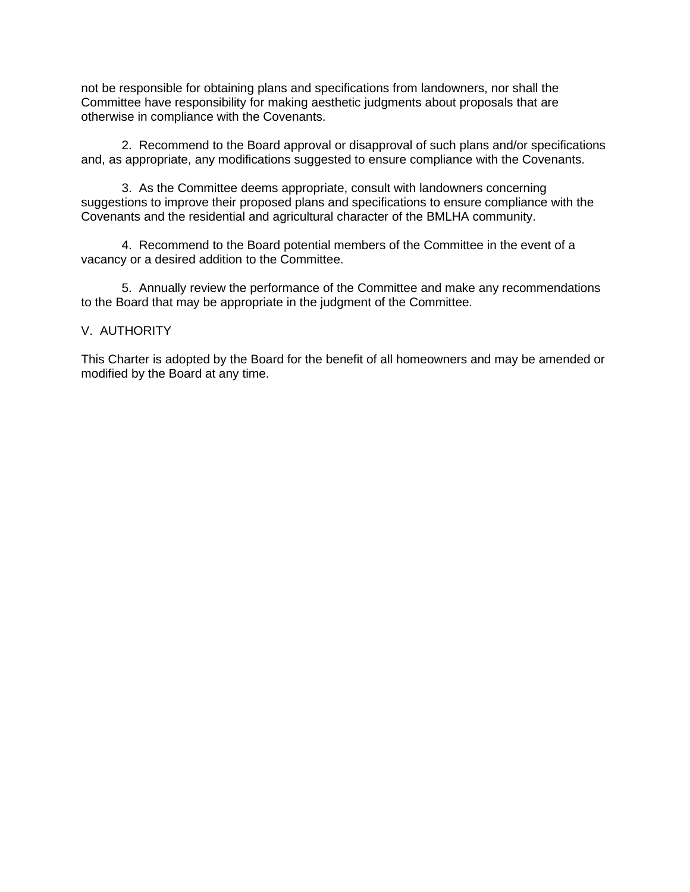not be responsible for obtaining plans and specifications from landowners, nor shall the Committee have responsibility for making aesthetic judgments about proposals that are otherwise in compliance with the Covenants.

2. Recommend to the Board approval or disapproval of such plans and/or specifications and, as appropriate, any modifications suggested to ensure compliance with the Covenants.

3. As the Committee deems appropriate, consult with landowners concerning suggestions to improve their proposed plans and specifications to ensure compliance with the Covenants and the residential and agricultural character of the BMLHA community.

4. Recommend to the Board potential members of the Committee in the event of a vacancy or a desired addition to the Committee.

5. Annually review the performance of the Committee and make any recommendations to the Board that may be appropriate in the judgment of the Committee.

## V. AUTHORITY

This Charter is adopted by the Board for the benefit of all homeowners and may be amended or modified by the Board at any time.